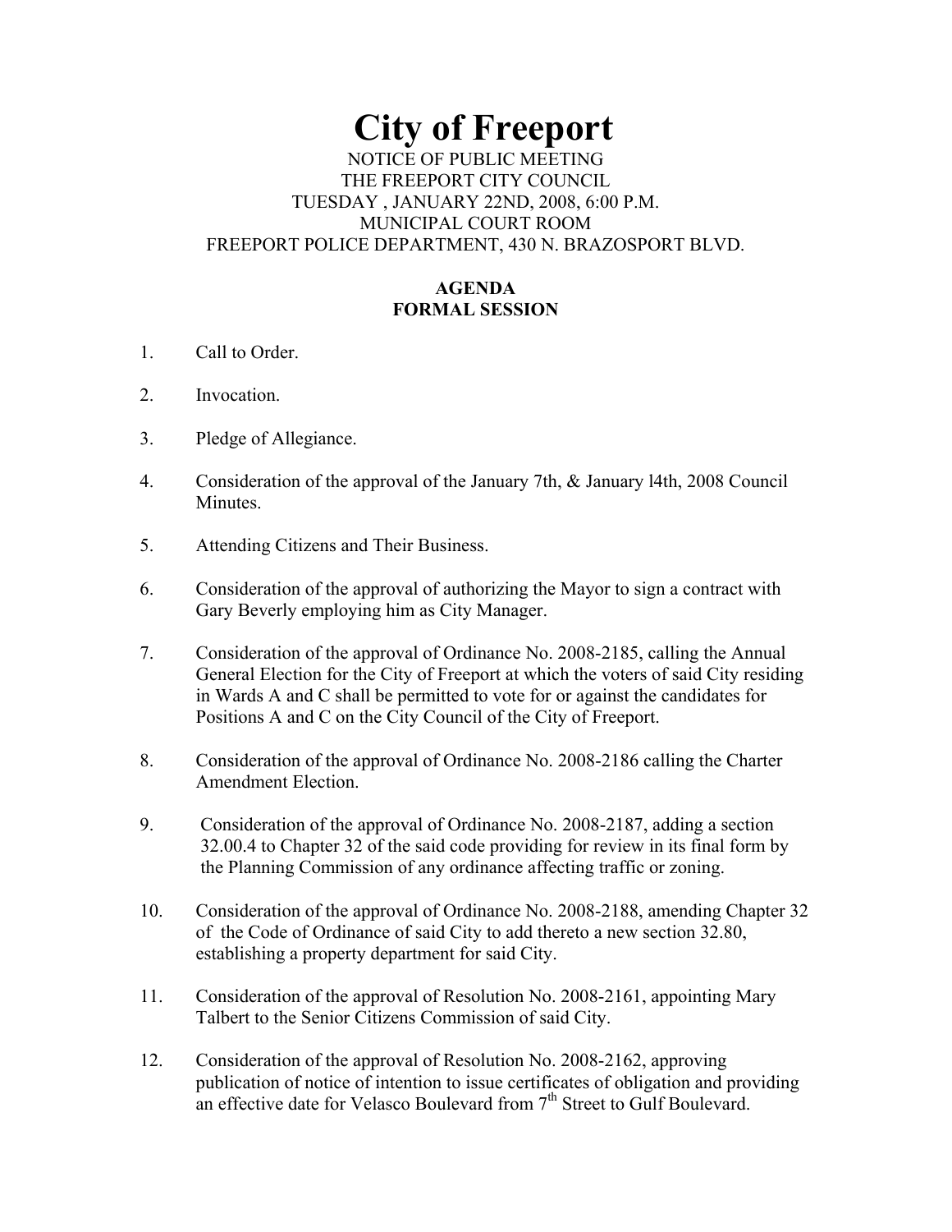# City of Freeport

NOTICE OF PUBLIC MEETING
THE FREEPORT CITY COUNCIL
TUESDAY , JANUARY 22ND, 2008, 6:00 P.M.
MUNICIPAL COURT ROOM
FREEPORT POLICE DEPARTMENT, 430 N. BRAZOSPORT BLVD.

**AGENDA**
**FORMAL SESSION**

1. Call to Order.

2. Invocation.

3. Pledge of Allegiance.

4. Consideration of the approval of the January 7th, & January l4th, 2008 Council Minutes.

5. Attending Citizens and Their Business.

6. Consideration of the approval of authorizing the Mayor to sign a contract with Gary Beverly employing him as City Manager.

7. Consideration of the approval of Ordinance No. 2008-2185, calling the Annual General Election for the City of Freeport at which the voters of said City residing in Wards A and C shall be permitted to vote for or against the candidates for Positions A and C on the City Council of the City of Freeport.

8. Consideration of the approval of Ordinance No. 2008-2186 calling the Charter Amendment Election.

9. Consideration of the approval of Ordinance No. 2008-2187, adding a section 32.00.4 to Chapter 32 of the said code providing for review in its final form by the Planning Commission of any ordinance affecting traffic or zoning.

10. Consideration of the approval of Ordinance No. 2008-2188, amending Chapter 32 of the Code of Ordinance of said City to add thereto a new section 32.80, establishing a property department for said City.

11. Consideration of the approval of Resolution No. 2008-2161, appointing Mary Talbert to the Senior Citizens Commission of said City.

12. Consideration of the approval of Resolution No. 2008-2162, approving publication of notice of intention to issue certificates of obligation and providing an effective date for Velasco Boulevard from 7th Street to Gulf Boulevard.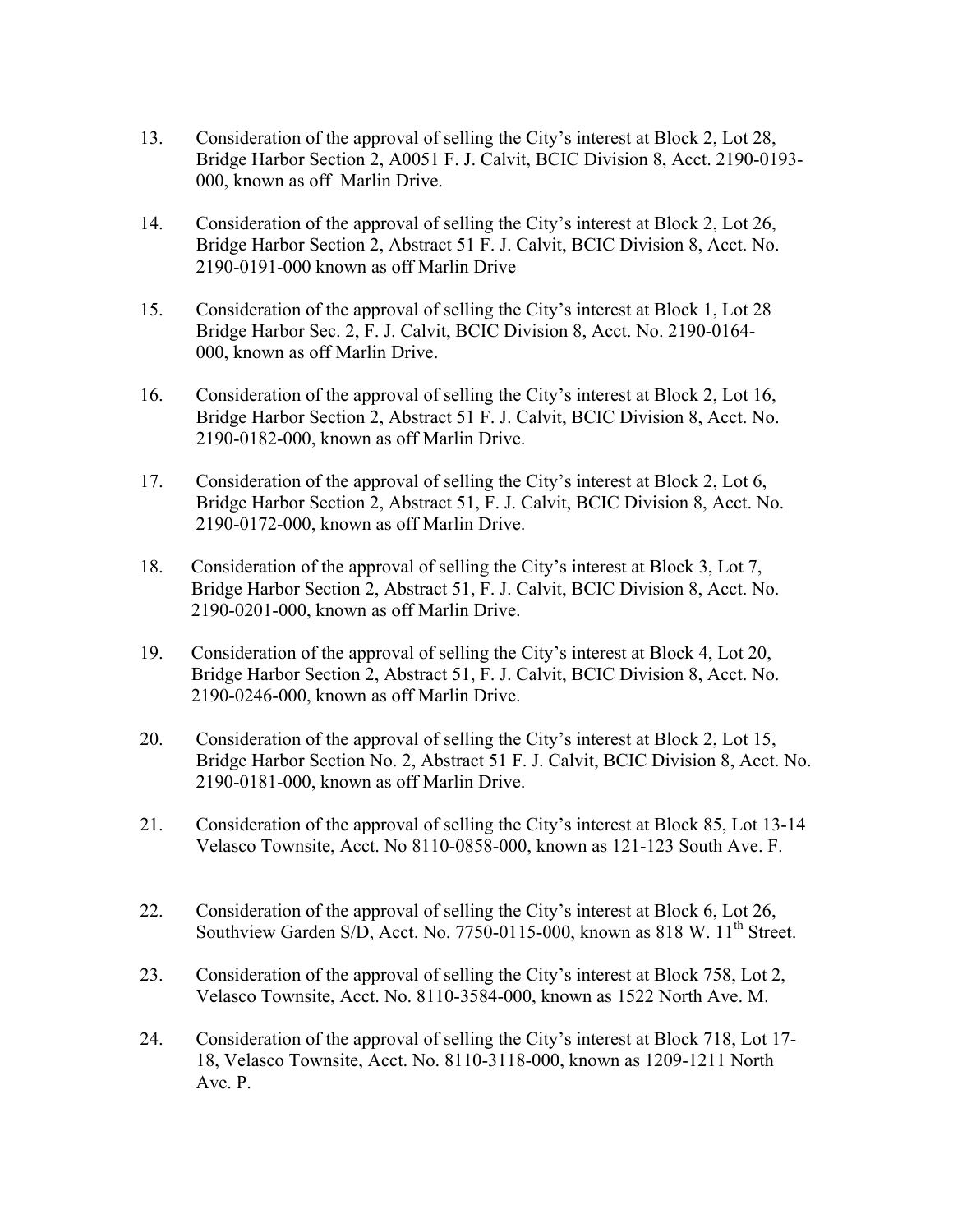13. Consideration of the approval of selling the City's interest at Block 2, Lot 28, Bridge Harbor Section 2, A0051 F. J. Calvit, BCIC Division 8, Acct. 2190-0193-000, known as off Marlin Drive.

14. Consideration of the approval of selling the City's interest at Block 2, Lot 26, Bridge Harbor Section 2, Abstract 51 F. J. Calvit, BCIC Division 8, Acct. No. 2190-0191-000 known as off Marlin Drive

15. Consideration of the approval of selling the City's interest at Block 1, Lot 28 Bridge Harbor Sec. 2, F. J. Calvit, BCIC Division 8, Acct. No. 2190-0164-000, known as off Marlin Drive.

16. Consideration of the approval of selling the City's interest at Block 2, Lot 16, Bridge Harbor Section 2, Abstract 51 F. J. Calvit, BCIC Division 8, Acct. No. 2190-0182-000, known as off Marlin Drive.

17. Consideration of the approval of selling the City's interest at Block 2, Lot 6, Bridge Harbor Section 2, Abstract 51, F. J. Calvit, BCIC Division 8, Acct. No. 2190-0172-000, known as off Marlin Drive.

18. Consideration of the approval of selling the City's interest at Block 3, Lot 7, Bridge Harbor Section 2, Abstract 51, F. J. Calvit, BCIC Division 8, Acct. No. 2190-0201-000, known as off Marlin Drive.

19. Consideration of the approval of selling the City's interest at Block 4, Lot 20, Bridge Harbor Section 2, Abstract 51, F. J. Calvit, BCIC Division 8, Acct. No. 2190-0246-000, known as off Marlin Drive.

20. Consideration of the approval of selling the City's interest at Block 2, Lot 15, Bridge Harbor Section No. 2, Abstract 51 F. J. Calvit, BCIC Division 8, Acct. No. 2190-0181-000, known as off Marlin Drive.

21. Consideration of the approval of selling the City's interest at Block 85, Lot 13-14 Velasco Townsite, Acct. No 8110-0858-000, known as 121-123 South Ave. F.

22. Consideration of the approval of selling the City's interest at Block 6, Lot 26, Southview Garden S/D, Acct. No. 7750-0115-000, known as 818 W. 11th Street.

23. Consideration of the approval of selling the City's interest at Block 758, Lot 2, Velasco Townsite, Acct. No. 8110-3584-000, known as 1522 North Ave. M.

24. Consideration of the approval of selling the City's interest at Block 718, Lot 17-18, Velasco Townsite, Acct. No. 8110-3118-000, known as 1209-1211 North Ave. P.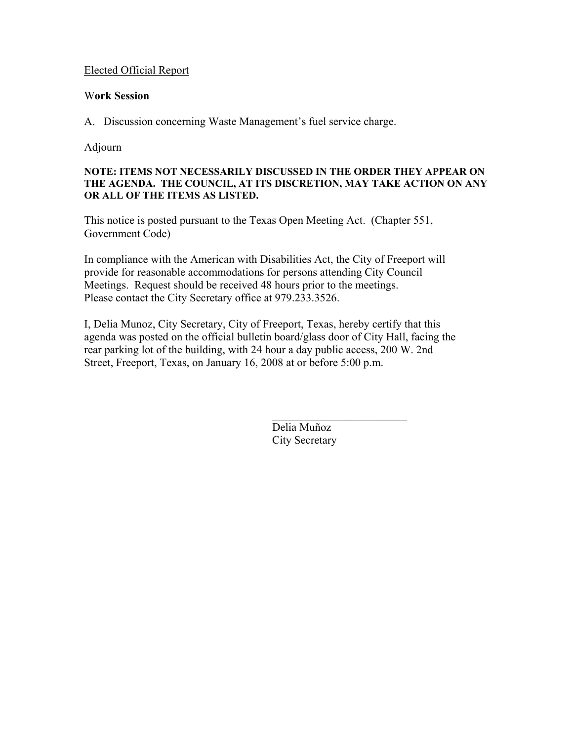<u>Elected Official Report</u>

**Work Session**

A. Discussion concerning Waste Management's fuel service charge.

Adjourn

**NOTE: ITEMS NOT NECESSARILY DISCUSSED IN THE ORDER THEY APPEAR ON THE AGENDA. THE COUNCIL, AT ITS DISCRETION, MAY TAKE ACTION ON ANY OR ALL OF THE ITEMS AS LISTED.**

This notice is posted pursuant to the Texas Open Meeting Act. (Chapter 551, Government Code)

In compliance with the American with Disabilities Act, the City of Freeport will provide for reasonable accommodations for persons attending City Council Meetings. Request should be received 48 hours prior to the meetings. Please contact the City Secretary office at 979.233.3526.

I, Delia Munoz, City Secretary, City of Freeport, Texas, hereby certify that this agenda was posted on the official bulletin board/glass door of City Hall, facing the rear parking lot of the building, with 24 hour a day public access, 200 W. 2nd Street, Freeport, Texas, on January 16, 2008 at or before 5:00 p.m.

\_\_\_\_\_\_\_\_\_\_\_\_\_\_\_\_\_\_\_\_\_\_\_\_

Delia Muñoz
City Secretary